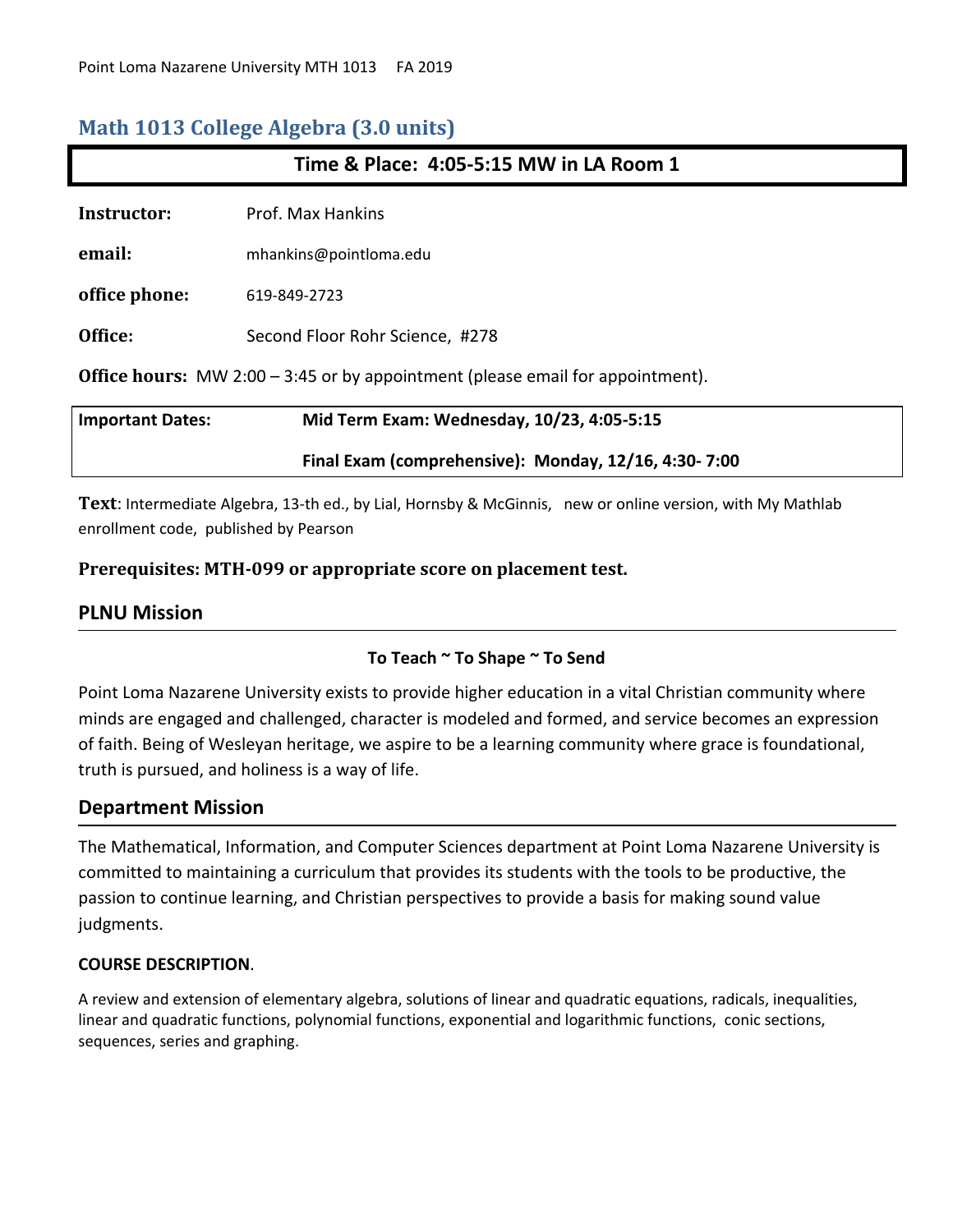Point Loma Nazarene University MTH 1013 FA 2019

# Math 1013 College Algebra (3.0 units)

**Time & Place: 4:05-5:15 MW in LA Room 1**

**Instructor:** Prof. Max Hankins

**email:** mhankins@pointloma.edu

**office phone:** 619-849-2723

**Office:** Second Floor Rohr Science, #278

**Office hours:** MW 2:00 – 3:45 or by appointment (please email for appointment).

| **Important Dates:** | **Mid Term Exam: Wednesday, 10/23, 4:05-5:15** |
|---|---|
| | **Final Exam (comprehensive): Monday, 12/16, 4:30- 7:00** |

**Text**: Intermediate Algebra, 13-th ed., by Lial, Hornsby & McGinnis, new or online version, with My Mathlab enrollment code, published by Pearson

**Prerequisites: MTH-099 or appropriate score on placement test.**

## PLNU Mission

**To Teach ~ To Shape ~ To Send**

Point Loma Nazarene University exists to provide higher education in a vital Christian community where minds are engaged and challenged, character is modeled and formed, and service becomes an expression of faith. Being of Wesleyan heritage, we aspire to be a learning community where grace is foundational, truth is pursued, and holiness is a way of life.

## Department Mission

The Mathematical, Information, and Computer Sciences department at Point Loma Nazarene University is committed to maintaining a curriculum that provides its students with the tools to be productive, the passion to continue learning, and Christian perspectives to provide a basis for making sound value judgments.

### COURSE DESCRIPTION.

A review and extension of elementary algebra, solutions of linear and quadratic equations, radicals, inequalities, linear and quadratic functions, polynomial functions, exponential and logarithmic functions, conic sections, sequences, series and graphing.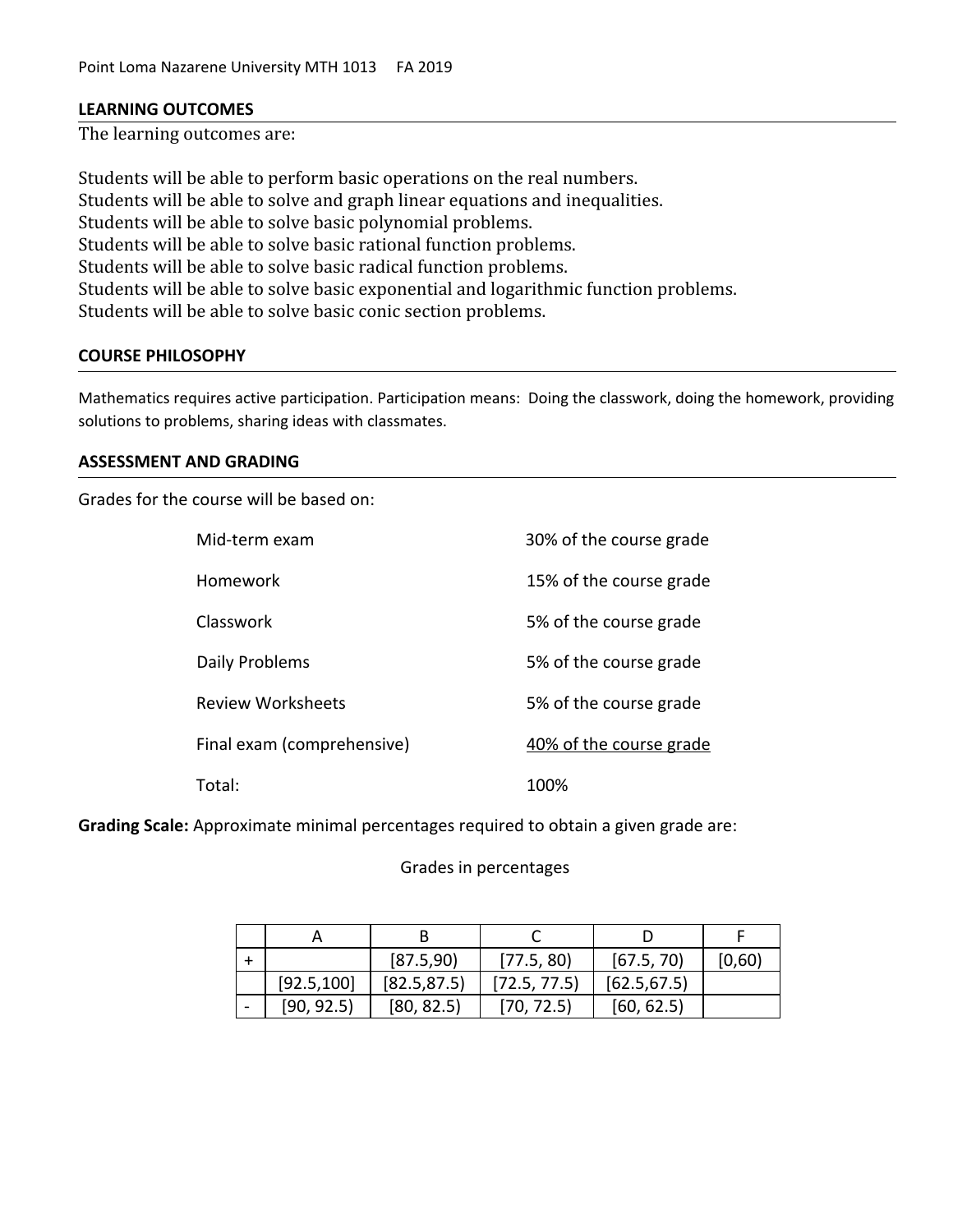## LEARNING OUTCOMES

The learning outcomes are:

Students will be able to perform basic operations on the real numbers.
Students will be able to solve and graph linear equations and inequalities.
Students will be able to solve basic polynomial problems.
Students will be able to solve basic rational function problems.
Students will be able to solve basic radical function problems.
Students will be able to solve basic exponential and logarithmic function problems.
Students will be able to solve basic conic section problems.

## COURSE PHILOSOPHY

Mathematics requires active participation. Participation means: Doing the classwork, doing the homework, providing solutions to problems, sharing ideas with classmates.

## ASSESSMENT AND GRADING

Grades for the course will be based on:

| | |
|---|---|
| Mid-term exam | 30% of the course grade |
| Homework | 15% of the course grade |
| Classwork | 5% of the course grade |
| Daily Problems | 5% of the course grade |
| Review Worksheets | 5% of the course grade |
| Final exam (comprehensive) | 40% of the course grade |
| Total: | 100% |

**Grading Scale:** Approximate minimal percentages required to obtain a given grade are:

Grades in percentages

| | A | B | C | D | F |
|---|---|---|---|---|---|
| + | | [87.5,90) | [77.5, 80) | [67.5, 70) | [0,60) |
| | [92.5,100] | [82.5,87.5) | [72.5, 77.5) | [62.5,67.5) | |
| - | [90, 92.5) | [80, 82.5) | [70, 72.5) | [60, 62.5) | |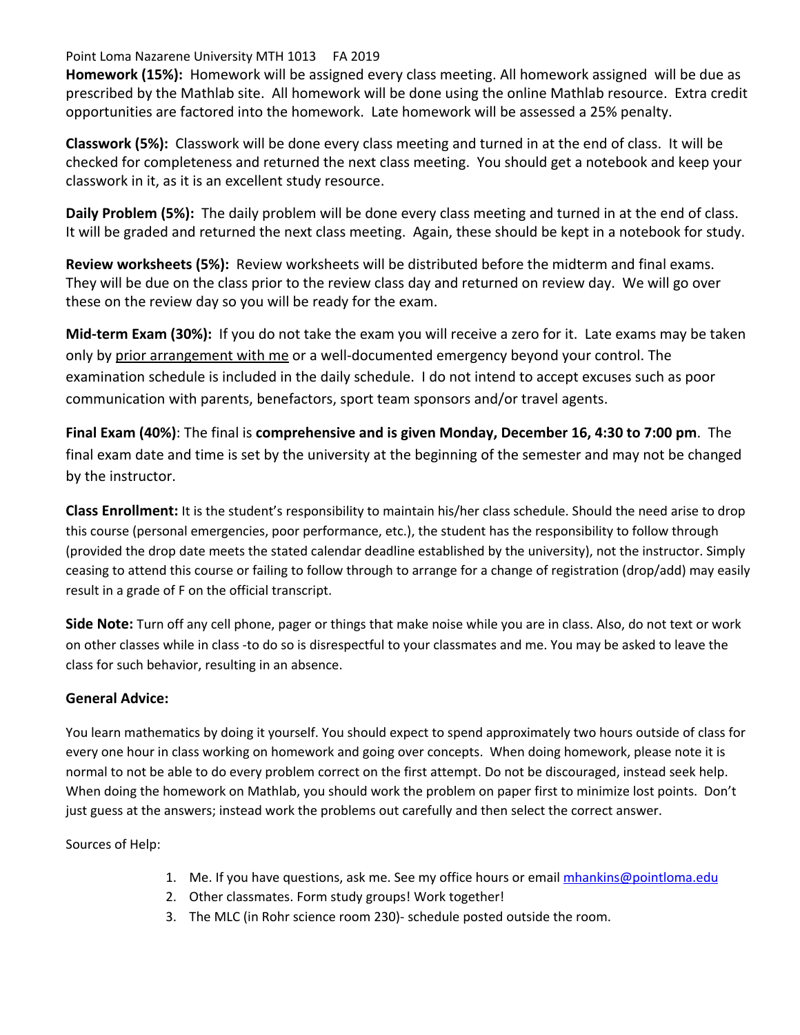**Homework (15%):** Homework will be assigned every class meeting. All homework assigned will be due as prescribed by the Mathlab site. All homework will be done using the online Mathlab resource. Extra credit opportunities are factored into the homework. Late homework will be assessed a 25% penalty.

**Classwork (5%):** Classwork will be done every class meeting and turned in at the end of class. It will be checked for completeness and returned the next class meeting. You should get a notebook and keep your classwork in it, as it is an excellent study resource.

**Daily Problem (5%):** The daily problem will be done every class meeting and turned in at the end of class. It will be graded and returned the next class meeting. Again, these should be kept in a notebook for study.

**Review worksheets (5%):** Review worksheets will be distributed before the midterm and final exams. They will be due on the class prior to the review class day and returned on review day. We will go over these on the review day so you will be ready for the exam.

**Mid-term Exam (30%):** If you do not take the exam you will receive a zero for it. Late exams may be taken only by prior arrangement with me or a well-documented emergency beyond your control. The examination schedule is included in the daily schedule. I do not intend to accept excuses such as poor communication with parents, benefactors, sport team sponsors and/or travel agents.

**Final Exam (40%)**: The final is **comprehensive and is given Monday, December 16, 4:30 to 7:00 pm**. The final exam date and time is set by the university at the beginning of the semester and may not be changed by the instructor.

**Class Enrollment:** It is the student's responsibility to maintain his/her class schedule. Should the need arise to drop this course (personal emergencies, poor performance, etc.), the student has the responsibility to follow through (provided the drop date meets the stated calendar deadline established by the university), not the instructor. Simply ceasing to attend this course or failing to follow through to arrange for a change of registration (drop/add) may easily result in a grade of F on the official transcript.

**Side Note:** Turn off any cell phone, pager or things that make noise while you are in class. Also, do not text or work on other classes while in class -to do so is disrespectful to your classmates and me. You may be asked to leave the class for such behavior, resulting in an absence.

**General Advice:**

You learn mathematics by doing it yourself. You should expect to spend approximately two hours outside of class for every one hour in class working on homework and going over concepts. When doing homework, please note it is normal to not be able to do every problem correct on the first attempt. Do not be discouraged, instead seek help. When doing the homework on Mathlab, you should work the problem on paper first to minimize lost points. Don't just guess at the answers; instead work the problems out carefully and then select the correct answer.

Sources of Help:

1. Me. If you have questions, ask me. See my office hours or email mhankins@pointloma.edu
2. Other classmates. Form study groups! Work together!
3. The MLC (in Rohr science room 230)- schedule posted outside the room.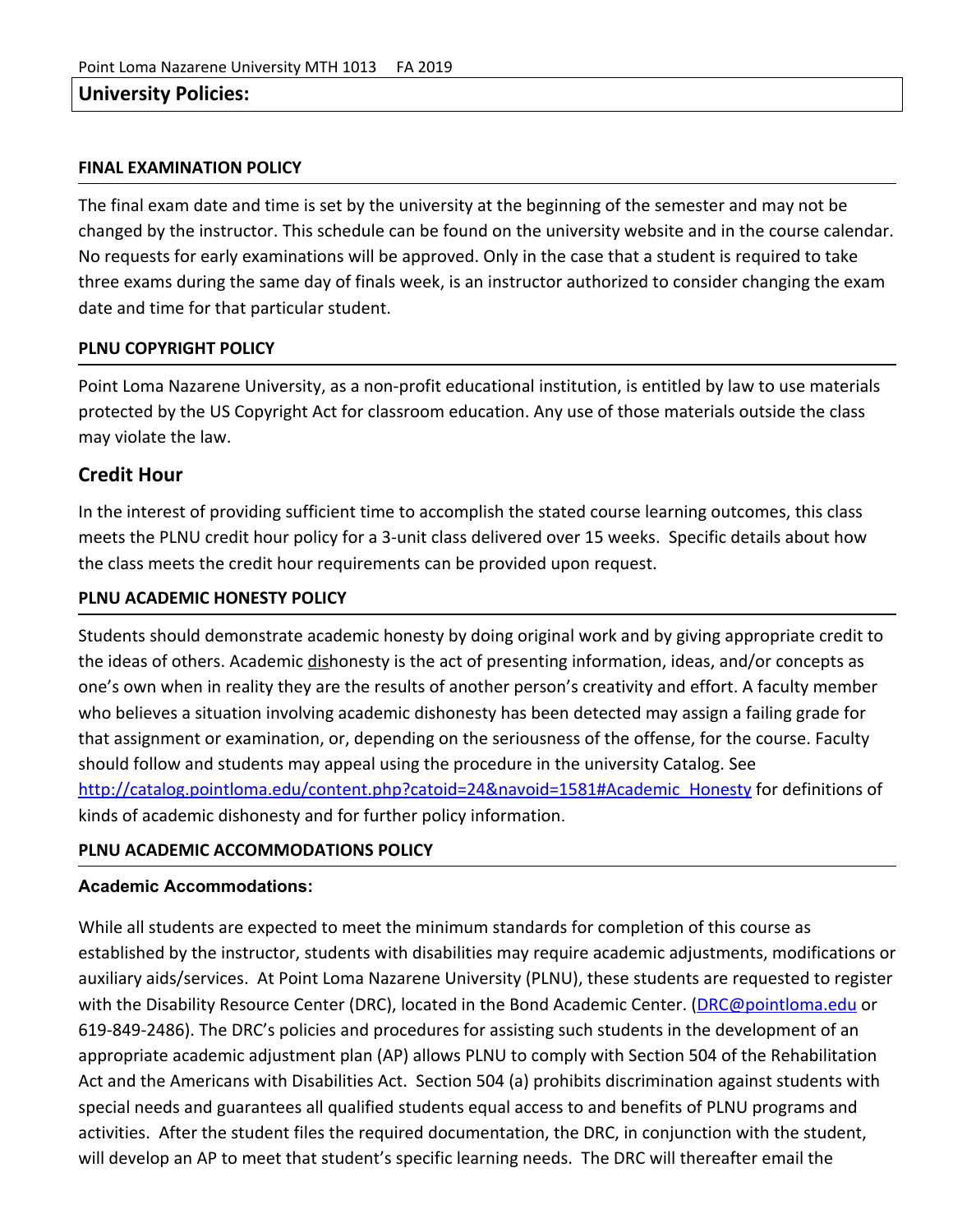## University Policies:

**FINAL EXAMINATION POLICY**

The final exam date and time is set by the university at the beginning of the semester and may not be changed by the instructor. This schedule can be found on the university website and in the course calendar. No requests for early examinations will be approved. Only in the case that a student is required to take three exams during the same day of finals week, is an instructor authorized to consider changing the exam date and time for that particular student.

**PLNU COPYRIGHT POLICY**

Point Loma Nazarene University, as a non-profit educational institution, is entitled by law to use materials protected by the US Copyright Act for classroom education. Any use of those materials outside the class may violate the law.

## Credit Hour

In the interest of providing sufficient time to accomplish the stated course learning outcomes, this class meets the PLNU credit hour policy for a 3-unit class delivered over 15 weeks. Specific details about how the class meets the credit hour requirements can be provided upon request.

**PLNU ACADEMIC HONESTY POLICY**

Students should demonstrate academic honesty by doing original work and by giving appropriate credit to the ideas of others. Academic dishonesty is the act of presenting information, ideas, and/or concepts as one's own when in reality they are the results of another person's creativity and effort. A faculty member who believes a situation involving academic dishonesty has been detected may assign a failing grade for that assignment or examination, or, depending on the seriousness of the offense, for the course. Faculty should follow and students may appeal using the procedure in the university Catalog. See http://catalog.pointloma.edu/content.php?catoid=24&navoid=1581#Academic_Honesty for definitions of kinds of academic dishonesty and for further policy information.

**PLNU ACADEMIC ACCOMMODATIONS POLICY**

**Academic Accommodations:**

While all students are expected to meet the minimum standards for completion of this course as established by the instructor, students with disabilities may require academic adjustments, modifications or auxiliary aids/services. At Point Loma Nazarene University (PLNU), these students are requested to register with the Disability Resource Center (DRC), located in the Bond Academic Center. (DRC@pointloma.edu or 619-849-2486). The DRC's policies and procedures for assisting such students in the development of an appropriate academic adjustment plan (AP) allows PLNU to comply with Section 504 of the Rehabilitation Act and the Americans with Disabilities Act. Section 504 (a) prohibits discrimination against students with special needs and guarantees all qualified students equal access to and benefits of PLNU programs and activities. After the student files the required documentation, the DRC, in conjunction with the student, will develop an AP to meet that student's specific learning needs. The DRC will thereafter email the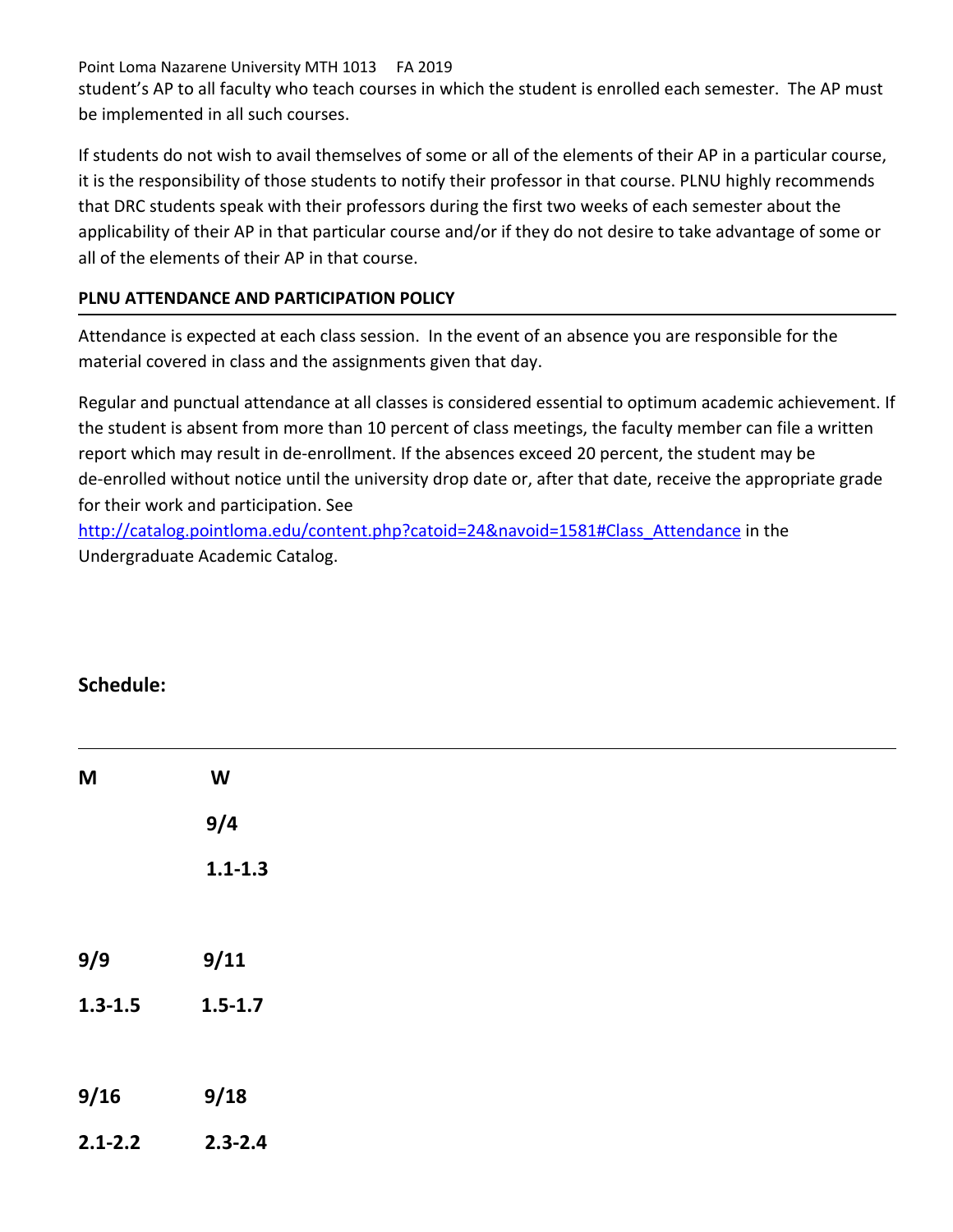student's AP to all faculty who teach courses in which the student is enrolled each semester. The AP must be implemented in all such courses.

If students do not wish to avail themselves of some or all of the elements of their AP in a particular course, it is the responsibility of those students to notify their professor in that course. PLNU highly recommends that DRC students speak with their professors during the first two weeks of each semester about the applicability of their AP in that particular course and/or if they do not desire to take advantage of some or all of the elements of their AP in that course.

## PLNU ATTENDANCE AND PARTICIPATION POLICY

Attendance is expected at each class session. In the event of an absence you are responsible for the material covered in class and the assignments given that day.

Regular and punctual attendance at all classes is considered essential to optimum academic achievement. If the student is absent from more than 10 percent of class meetings, the faculty member can file a written report which may result in de-enrollment. If the absences exceed 20 percent, the student may be de-enrolled without notice until the university drop date or, after that date, receive the appropriate grade for their work and participation. See http://catalog.pointloma.edu/content.php?catoid=24&navoid=1581#Class_Attendance in the Undergraduate Academic Catalog.

## Schedule:

| M | W |
|---|---|
| | **9/4** |
| | **1.1-1.3** |
| **9/9** | **9/11** |
| **1.3-1.5** | **1.5-1.7** |
| **9/16** | **9/18** |
| **2.1-2.2** | **2.3-2.4** |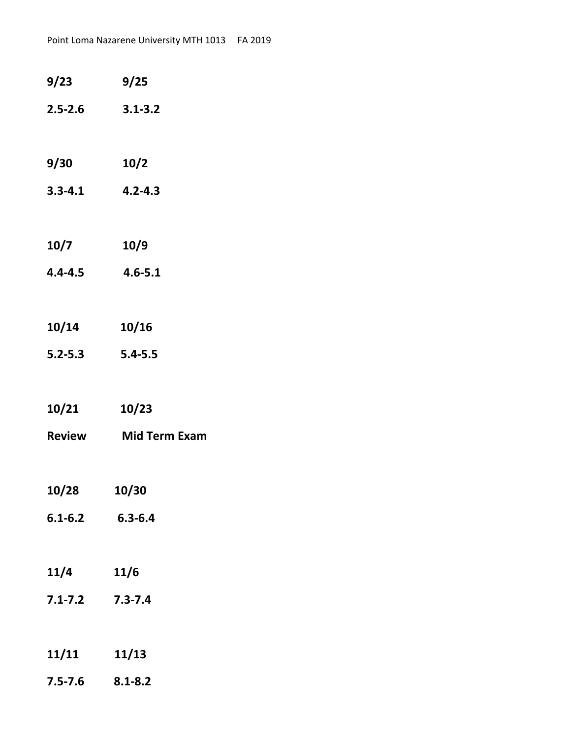**9/23 9/25**

**2.5-2.6 3.1-3.2**

**9/30 10/2**

**3.3-4.1 4.2-4.3**

**10/7 10/9**

**4.4-4.5 4.6-5.1**

**10/14 10/16**

**5.2-5.3 5.4-5.5**

**10/21 10/23**

**Review Mid Term Exam**

**10/28 10/30**

**6.1-6.2 6.3-6.4**

**11/4 11/6**

**7.1-7.2 7.3-7.4**

**11/11 11/13**

**7.5-7.6 8.1-8.2**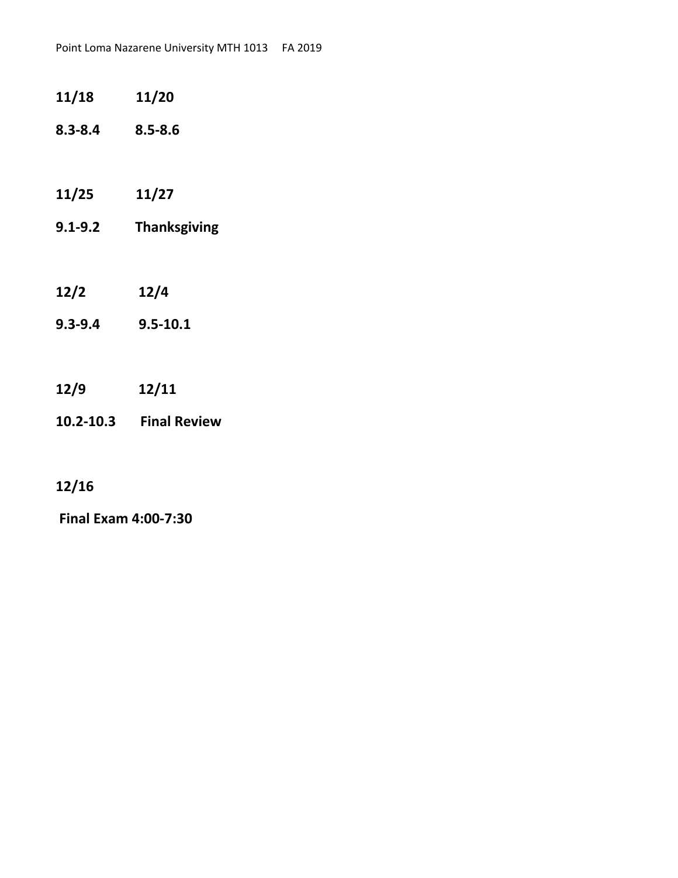**11/18** **11/20**

**8.3-8.4** **8.5-8.6**

**11/25** **11/27**

**9.1-9.2** **Thanksgiving**

**12/2** **12/4**

**9.3-9.4** **9.5-10.1**

**12/9** **12/11**

**10.2-10.3** **Final Review**

**12/16**

**Final Exam 4:00-7:30**